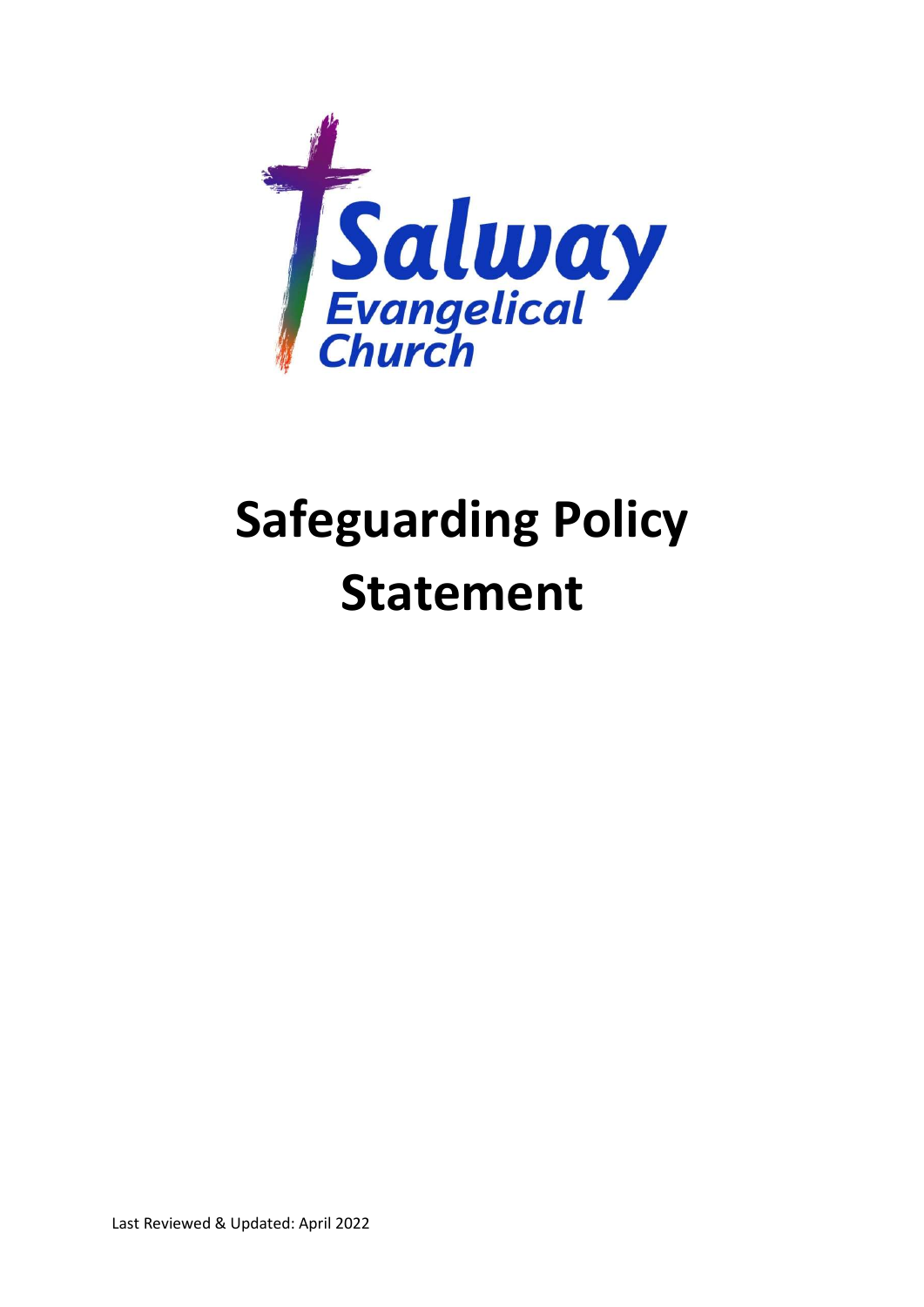Salway Evangelical Church

# Safeguarding Policy Statement

Last Reviewed & Updated: April 2022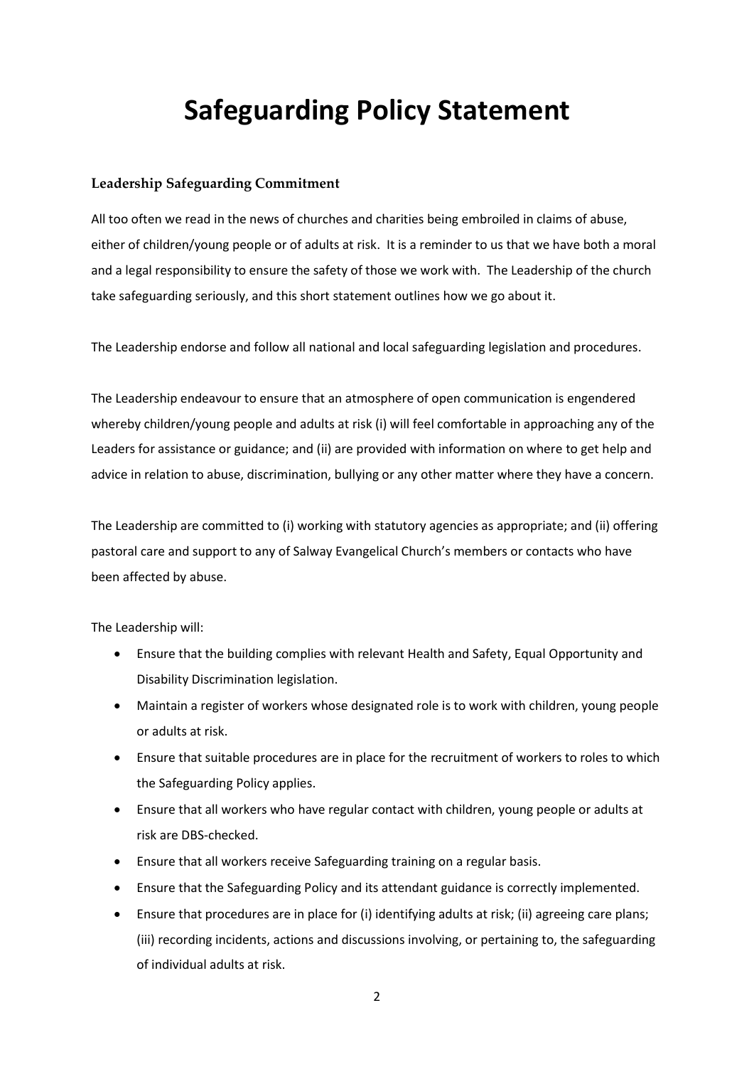# Safeguarding Policy Statement

### Leadership Safeguarding Commitment

All too often we read in the news of churches and charities being embroiled in claims of abuse, either of children/young people or of adults at risk. It is a reminder to us that we have both a moral and a legal responsibility to ensure the safety of those we work with. The Leadership of the church take safeguarding seriously, and this short statement outlines how we go about it.

The Leadership endorse and follow all national and local safeguarding legislation and procedures.

The Leadership endeavour to ensure that an atmosphere of open communication is engendered whereby children/young people and adults at risk (i) will feel comfortable in approaching any of the Leaders for assistance or guidance; and (ii) are provided with information on where to get help and advice in relation to abuse, discrimination, bullying or any other matter where they have a concern.

The Leadership are committed to (i) working with statutory agencies as appropriate; and (ii) offering pastoral care and support to any of Salway Evangelical Church's members or contacts who have been affected by abuse.

The Leadership will:

- Ensure that the building complies with relevant Health and Safety, Equal Opportunity and Disability Discrimination legislation.
- Maintain a register of workers whose designated role is to work with children, young people or adults at risk.
- Ensure that suitable procedures are in place for the recruitment of workers to roles to which the Safeguarding Policy applies.
- Ensure that all workers who have regular contact with children, young people or adults at risk are DBS-checked.
- Ensure that all workers receive Safeguarding training on a regular basis.
- Ensure that the Safeguarding Policy and its attendant guidance is correctly implemented.
- Ensure that procedures are in place for (i) identifying adults at risk; (ii) agreeing care plans; (iii) recording incidents, actions and discussions involving, or pertaining to, the safeguarding of individual adults at risk.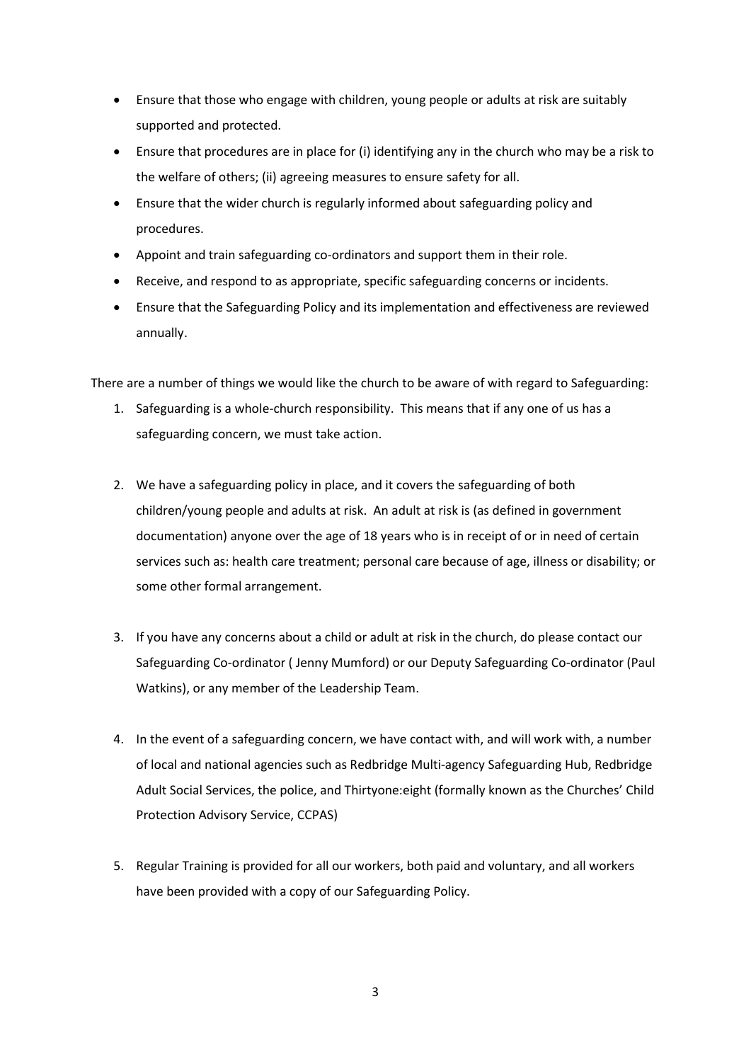- Ensure that those who engage with children, young people or adults at risk are suitably supported and protected.
- Ensure that procedures are in place for (i) identifying any in the church who may be a risk to the welfare of others; (ii) agreeing measures to ensure safety for all.
- Ensure that the wider church is regularly informed about safeguarding policy and procedures.
- Appoint and train safeguarding co-ordinators and support them in their role.
- Receive, and respond to as appropriate, specific safeguarding concerns or incidents.
- Ensure that the Safeguarding Policy and its implementation and effectiveness are reviewed annually.

There are a number of things we would like the church to be aware of with regard to Safeguarding:

1. Safeguarding is a whole-church responsibility. This means that if any one of us has a safeguarding concern, we must take action.

2. We have a safeguarding policy in place, and it covers the safeguarding of both children/young people and adults at risk. An adult at risk is (as defined in government documentation) anyone over the age of 18 years who is in receipt of or in need of certain services such as: health care treatment; personal care because of age, illness or disability; or some other formal arrangement.

3. If you have any concerns about a child or adult at risk in the church, do please contact our Safeguarding Co-ordinator ( Jenny Mumford) or our Deputy Safeguarding Co-ordinator (Paul Watkins), or any member of the Leadership Team.

4. In the event of a safeguarding concern, we have contact with, and will work with, a number of local and national agencies such as Redbridge Multi-agency Safeguarding Hub, Redbridge Adult Social Services, the police, and Thirtyone:eight (formally known as the Churches' Child Protection Advisory Service, CCPAS)

5. Regular Training is provided for all our workers, both paid and voluntary, and all workers have been provided with a copy of our Safeguarding Policy.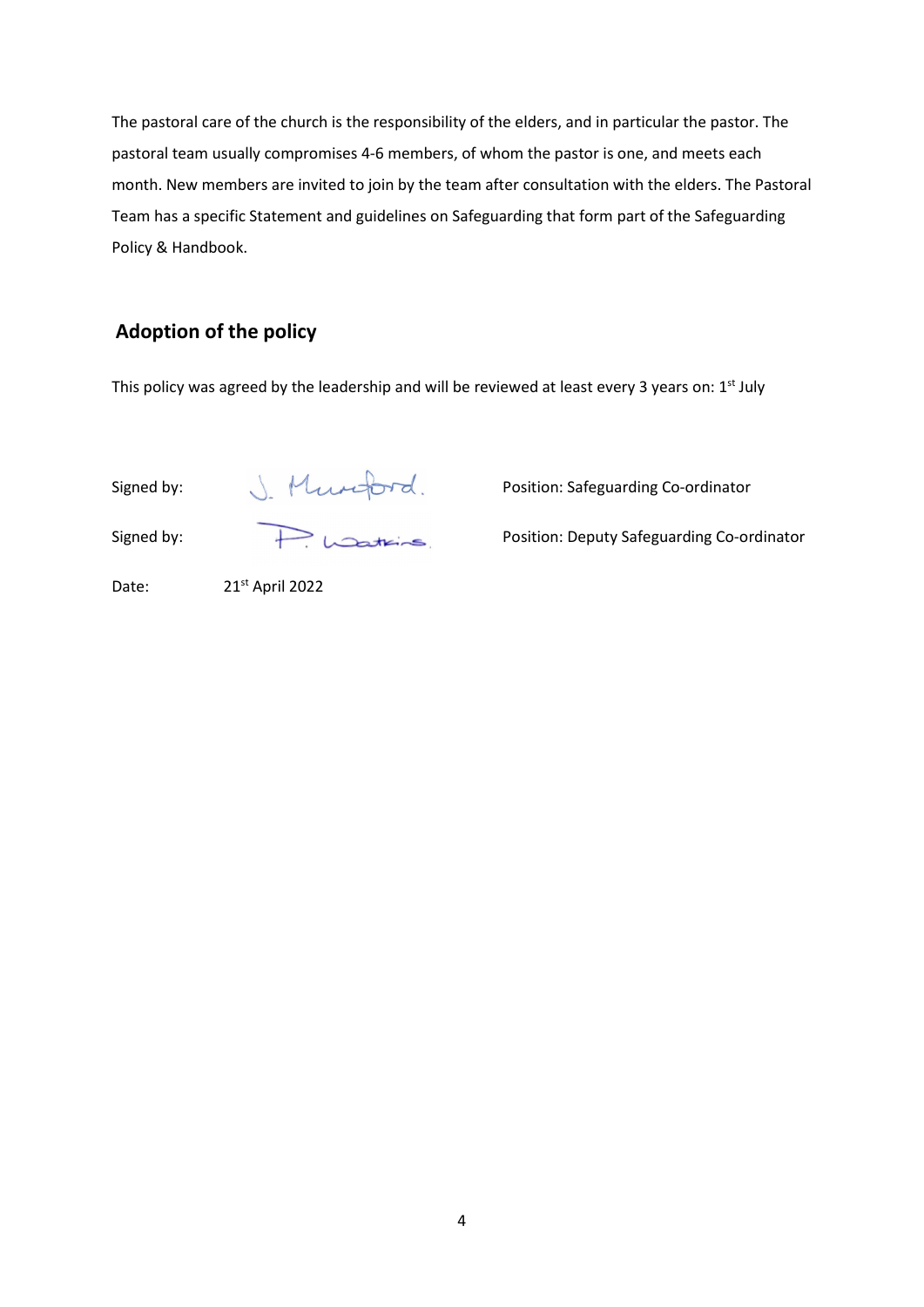The pastoral care of the church is the responsibility of the elders, and in particular the pastor. The pastoral team usually compromises 4-6 members, of whom the pastor is one, and meets each month. New members are invited to join by the team after consultation with the elders. The Pastoral Team has a specific Statement and guidelines on Safeguarding that form part of the Safeguarding Policy & Handbook.

## Adoption of the policy

This policy was agreed by the leadership and will be reviewed at least every 3 years on: 1st July

Signed by: J. Munford. Position: Safeguarding Co-ordinator

Signed by: P. Watkins. Position: Deputy Safeguarding Co-ordinator

Date: 21st April 2022